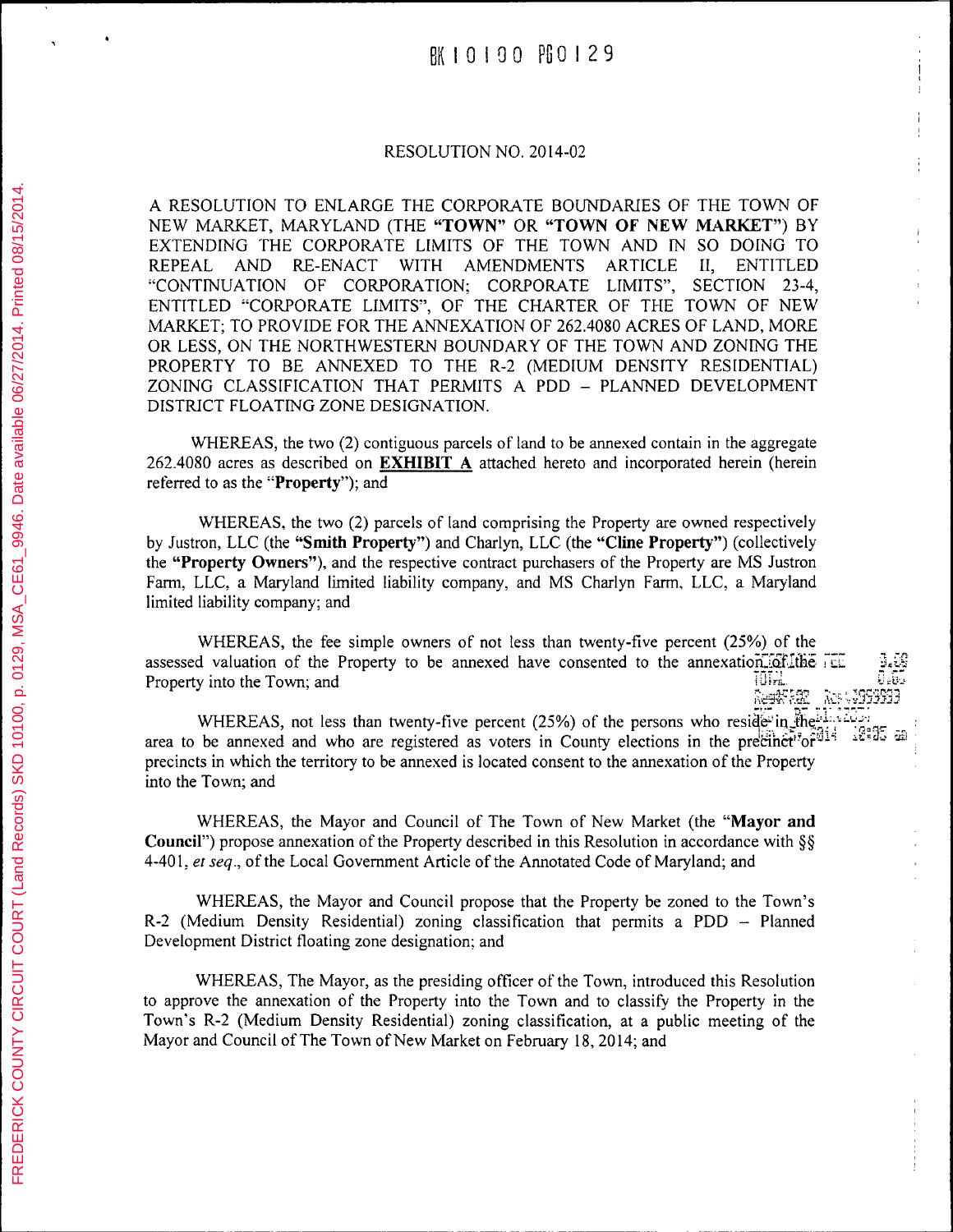BK 10100 PG0129

RESOLUTION NO. 2014-02

A RESOLUTION TO ENLARGE THE CORPORATE BOUNDARIES OF THE TOWN OF NEW MARKET, MARYLAND (THE **"TOWN"** OR **"TOWN OF NEW MARKET"**) BY EXTENDING THE CORPORATE LIMITS OF THE TOWN AND IN SO DOING TO REPEAL AND RE-ENACT WITH AMENDMENTS ARTICLE II, ENTITLED "CONTINUATION OF CORPORATION; CORPORATE LIMITS", SECTION 23-4, ENTITLED "CORPORATE LIMITS", OF THE CHARTER OF THE TOWN OF NEW MARKET; TO PROVIDE FOR THE ANNEXATION OF 262.4080 ACRES OF LAND, MORE OR LESS, ON THE NORTHWESTERN BOUNDARY OF THE TOWN AND ZONING THE PROPERTY TO BE ANNEXED TO THE R-2 (MEDIUM DENSITY RESIDENTIAL) ZONING CLASSIFICATION THAT PERMITS A PDD – PLANNED DEVELOPMENT DISTRICT FLOATING ZONE DESIGNATION.

WHEREAS, the two (2) contiguous parcels of land to be annexed contain in the aggregate 262.4080 acres as described on **EXHIBIT A** attached hereto and incorporated herein (herein referred to as the "**Property**"); and

WHEREAS, the two (2) parcels of land comprising the Property are owned respectively by Justron, LLC (the **"Smith Property"**) and Charlyn, LLC (the **"Cline Property"**) (collectively the **"Property Owners"**), and the respective contract purchasers of the Property are MS Justron Farm, LLC, a Maryland limited liability company, and MS Charlyn Farm, LLC, a Maryland limited liability company; and

WHEREAS, the fee simple owners of not less than twenty-five percent (25%) of the assessed valuation of the Property to be annexed have consented to the annexation of the Property into the Town; and

WHEREAS, not less than twenty-five percent (25%) of the persons who reside in the area to be annexed and who are registered as voters in County elections in the precinct or precincts in which the territory to be annexed is located consent to the annexation of the Property into the Town; and

WHEREAS, the Mayor and Council of The Town of New Market (the "**Mayor and Council**") propose annexation of the Property described in this Resolution in accordance with §§ 4-401, *et seq*., of the Local Government Article of the Annotated Code of Maryland; and

WHEREAS, the Mayor and Council propose that the Property be zoned to the Town's R-2 (Medium Density Residential) zoning classification that permits a PDD – Planned Development District floating zone designation; and

WHEREAS, The Mayor, as the presiding officer of the Town, introduced this Resolution to approve the annexation of the Property into the Town and to classify the Property in the Town's R-2 (Medium Density Residential) zoning classification, at a public meeting of the Mayor and Council of The Town of New Market on February 18, 2014; and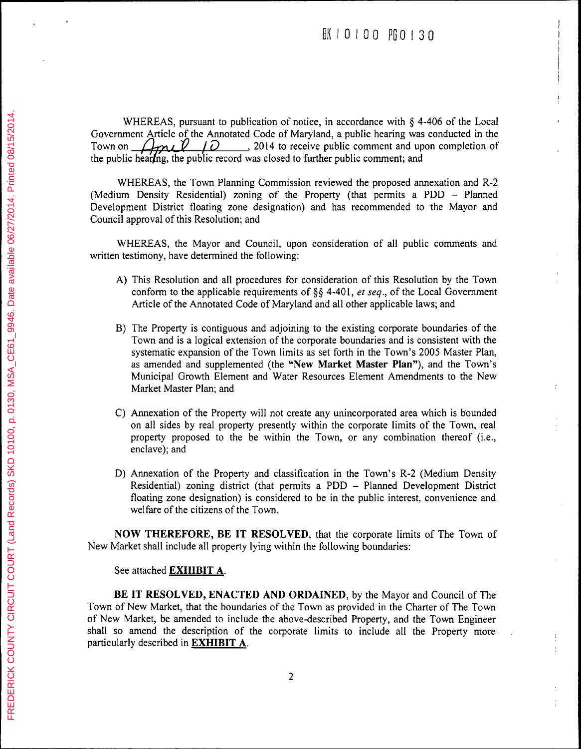WHEREAS, pursuant to publication of notice, in accordance with § 4-406 of the Local Government Article of the Annotated Code of Maryland, a public hearing was conducted in the Town on April 10, 2014 to receive public comment and upon completion of the public hearing, the public record was closed to further public comment; and

WHEREAS, the Town Planning Commission reviewed the proposed annexation and R-2 (Medium Density Residential) zoning of the Property (that permits a PDD – Planned Development District floating zone designation) and has recommended to the Mayor and Council approval of this Resolution; and

WHEREAS, the Mayor and Council, upon consideration of all public comments and written testimony, have determined the following:

A) This Resolution and all procedures for consideration of this Resolution by the Town conform to the applicable requirements of §§ 4-401, *et seq*., of the Local Government Article of the Annotated Code of Maryland and all other applicable laws; and

B) The Property is contiguous and adjoining to the existing corporate boundaries of the Town and is a logical extension of the corporate boundaries and is consistent with the systematic expansion of the Town limits as set forth in the Town's 2005 Master Plan, as amended and supplemented (the **"New Market Master Plan"**), and the Town's Municipal Growth Element and Water Resources Element Amendments to the New Market Master Plan; and

C) Annexation of the Property will not create any unincorporated area which is bounded on all sides by real property presently within the corporate limits of the Town, real property proposed to the be within the Town, or any combination thereof (i.e., enclave); and

D) Annexation of the Property and classification in the Town's R-2 (Medium Density Residential) zoning district (that permits a PDD – Planned Development District floating zone designation) is considered to be in the public interest, convenience and welfare of the citizens of the Town.

**NOW THEREFORE, BE IT RESOLVED**, that the corporate limits of The Town of New Market shall include all property lying within the following boundaries:

See attached **EXHIBIT A**.

**BE IT RESOLVED, ENACTED AND ORDAINED**, by the Mayor and Council of The Town of New Market, that the boundaries of the Town as provided in the Charter of The Town of New Market, be amended to include the above-described Property, and the Town Engineer shall so amend the description of the corporate limits to include all the Property more particularly described in **EXHIBIT A**.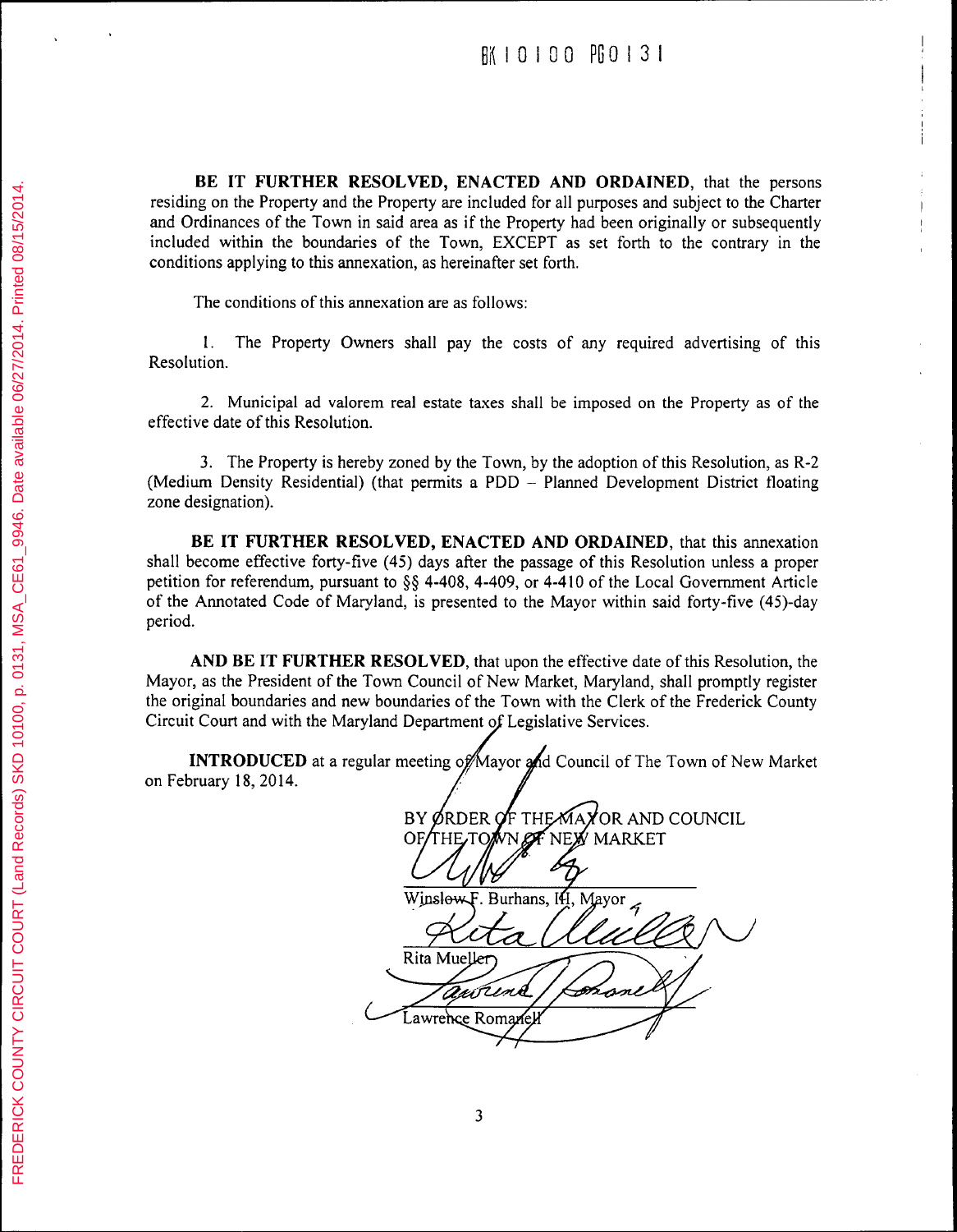BK 10100 PG0131

**BE IT FURTHER RESOLVED, ENACTED AND ORDAINED**, that the persons residing on the Property and the Property are included for all purposes and subject to the Charter and Ordinances of the Town in said area as if the Property had been originally or subsequently included within the boundaries of the Town, EXCEPT as set forth to the contrary in the conditions applying to this annexation, as hereinafter set forth.

The conditions of this annexation are as follows:

1. The Property Owners shall pay the costs of any required advertising of this Resolution.

2. Municipal ad valorem real estate taxes shall be imposed on the Property as of the effective date of this Resolution.

3. The Property is hereby zoned by the Town, by the adoption of this Resolution, as R-2 (Medium Density Residential) (that permits a PDD – Planned Development District floating zone designation).

**BE IT FURTHER RESOLVED, ENACTED AND ORDAINED**, that this annexation shall become effective forty-five (45) days after the passage of this Resolution unless a proper petition for referendum, pursuant to §§ 4-408, 4-409, or 4-410 of the Local Government Article of the Annotated Code of Maryland, is presented to the Mayor within said forty-five (45)-day period.

**AND BE IT FURTHER RESOLVED**, that upon the effective date of this Resolution, the Mayor, as the President of the Town Council of New Market, Maryland, shall promptly register the original boundaries and new boundaries of the Town with the Clerk of the Frederick County Circuit Court and with the Maryland Department of Legislative Services.

**INTRODUCED** at a regular meeting of Mayor and Council of The Town of New Market on February 18, 2014.

BY ORDER OF THE MAYOR AND COUNCIL OF THE TOWN OF NEW MARKET

Winslow F. Burhans, III, Mayor

Rita Mueller

Lawrence Romanell

FREDERICK COUNTY CIRCUIT COURT (Land Records) SKD 10100, p. 0131, MSA_CE61_9946. Date available 06/27/2014. Printed 08/15/2014.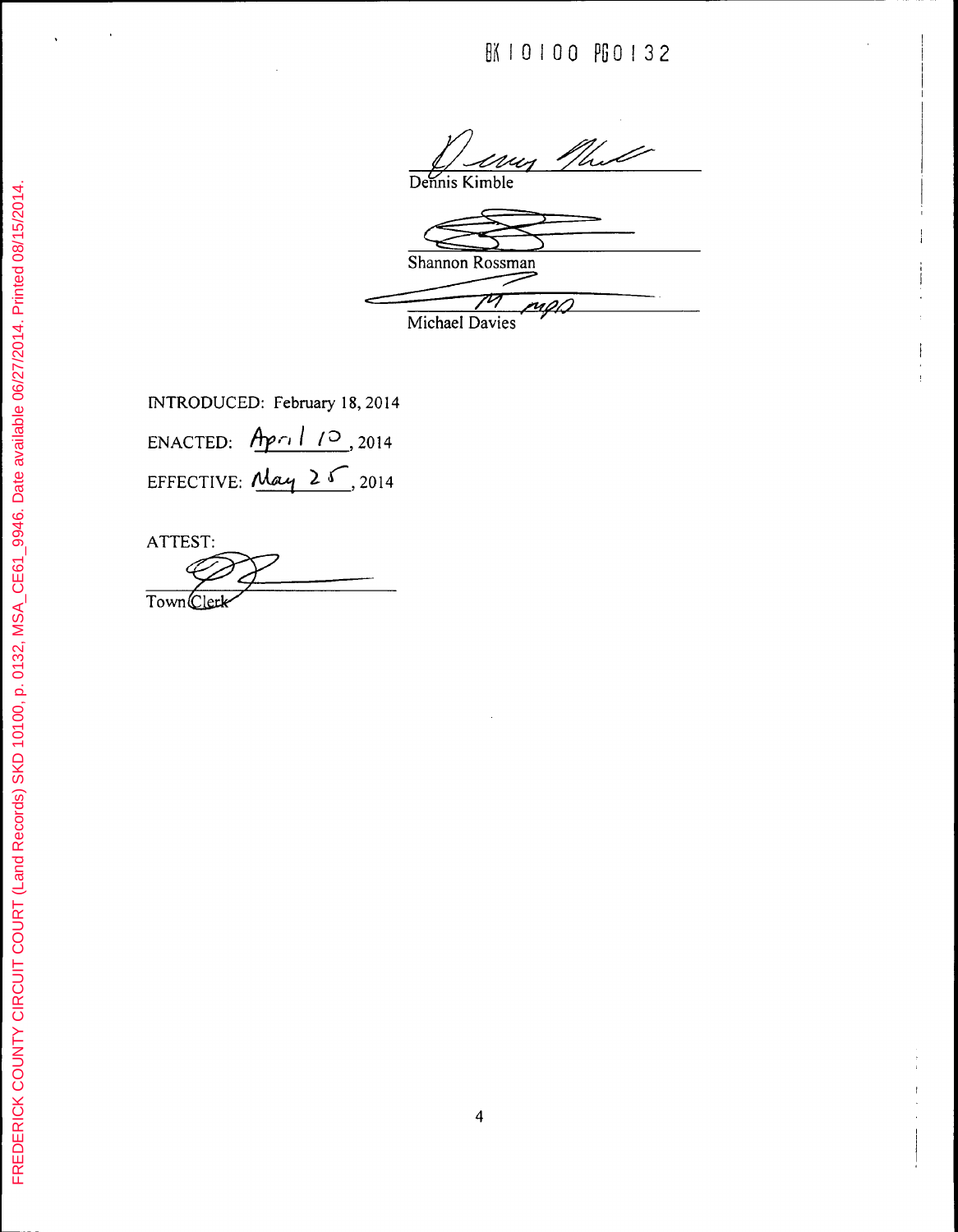BK 10100 PG 0132

\_\_\_\_\_\_\_\_\_\_\_\_\_\_\_\_\_\_\_\_\_\_\_\_\_\_\_\_
Dennis Kimble

\_\_\_\_\_\_\_\_\_\_\_\_\_\_\_\_\_\_\_\_\_\_\_\_\_\_\_\_
Shannon Rossman

\_\_\_\_\_\_\_\_\_\_\_\_\_\_\_\_\_\_\_\_\_\_\_\_\_\_\_\_
Michael Davies

INTRODUCED: February 18, 2014

ENACTED: April 10, 2014

EFFECTIVE: May 25, 2014

ATTEST:

\_\_\_\_\_\_\_\_\_\_\_\_\_\_\_\_\_\_\_\_\_\_\_\_\_\_\_\_
Town Clerk

FREDERICK COUNTY CIRCUIT COURT (Land Records) SKD 10100, p. 0132, MSA_CE61_9946. Date available 06/27/2014. Printed 08/15/2014.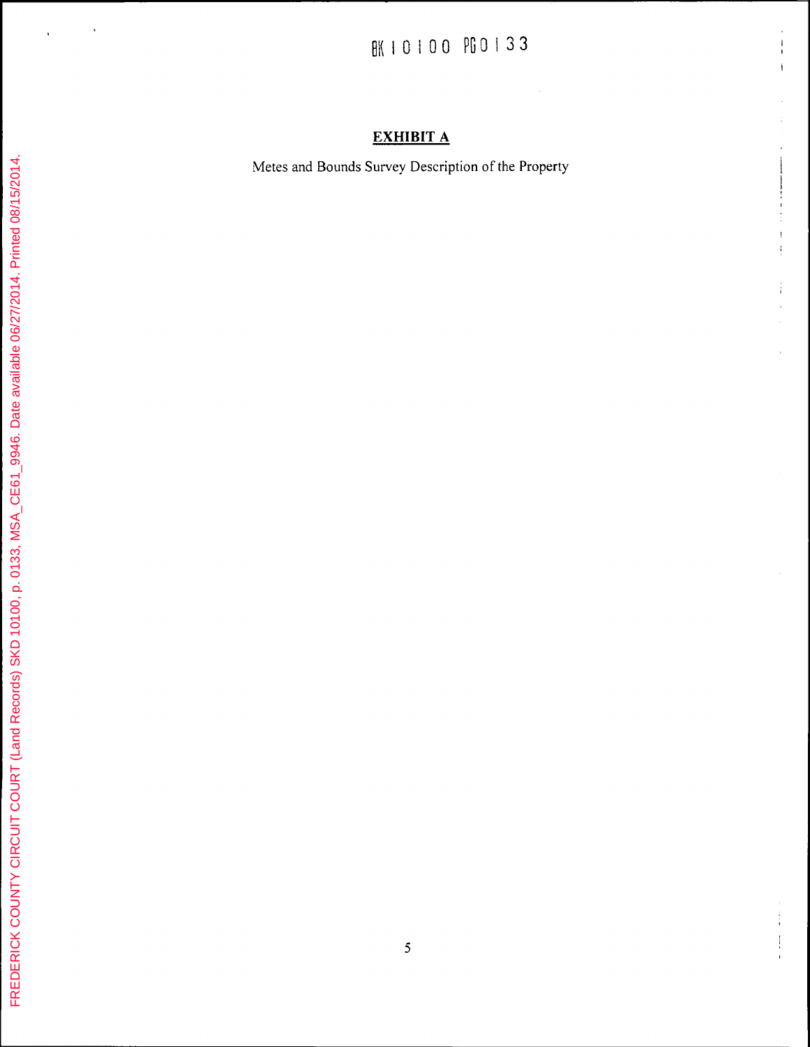BK 10100 PG0133

## EXHIBIT A

Metes and Bounds Survey Description of the Property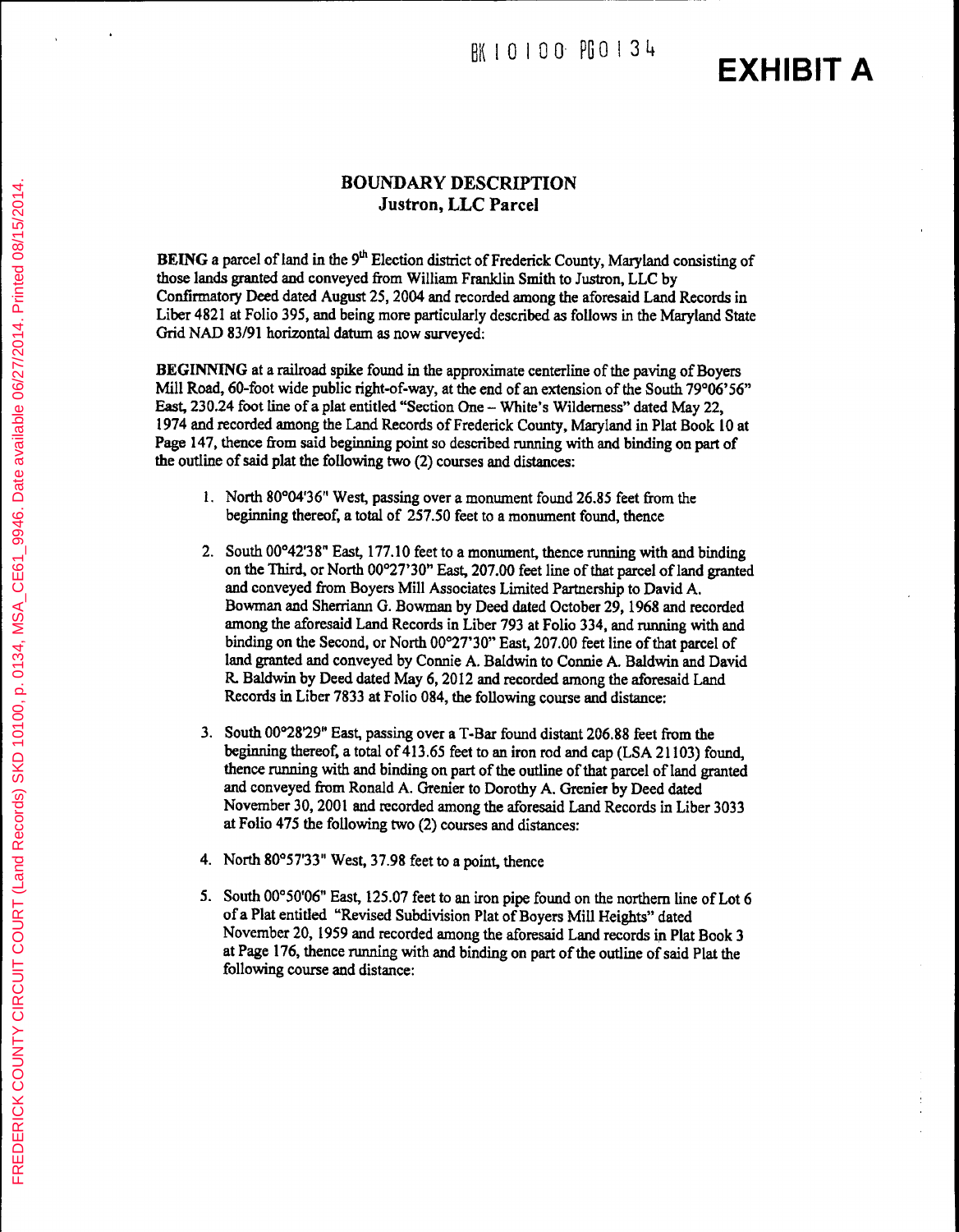**EXHIBIT A**

## BOUNDARY DESCRIPTION
### Justron, LLC Parcel

**BEING** a parcel of land in the 9th Election district of Frederick County, Maryland consisting of those lands granted and conveyed from William Franklin Smith to Justron, LLC by Confirmatory Deed dated August 25, 2004 and recorded among the aforesaid Land Records in Liber 4821 at Folio 395, and being more particularly described as follows in the Maryland State Grid NAD 83/91 horizontal datum as now surveyed:

**BEGINNING** at a railroad spike found in the approximate centerline of the paving of Boyers Mill Road, 60-foot wide public right-of-way, at the end of an extension of the South 79°06'56" East, 230.24 foot line of a plat entitled "Section One – White's Wilderness" dated May 22, 1974 and recorded among the Land Records of Frederick County, Maryland in Plat Book 10 at Page 147, thence from said beginning point so described running with and binding on part of the outline of said plat the following two (2) courses and distances:

1. North 80°04'36" West, passing over a monument found 26.85 feet from the beginning thereof, a total of 257.50 feet to a monument found, thence
2. South 00°42'38" East, 177.10 feet to a monument, thence running with and binding on the Third, or North 00°27'30" East, 207.00 feet line of that parcel of land granted and conveyed from Boyers Mill Associates Limited Partnership to David A. Bowman and Sherriann G. Bowman by Deed dated October 29, 1968 and recorded among the aforesaid Land Records in Liber 793 at Folio 334, and running with and binding on the Second, or North 00°27'30" East, 207.00 feet line of that parcel of land granted and conveyed by Connie A. Baldwin to Connie A. Baldwin and David R. Baldwin by Deed dated May 6, 2012 and recorded among the aforesaid Land Records in Liber 7833 at Folio 084, the following course and distance:
3. South 00°28'29" East, passing over a T-Bar found distant 206.88 feet from the beginning thereof, a total of 413.65 feet to an iron rod and cap (LSA 21103) found, thence running with and binding on part of the outline of that parcel of land granted and conveyed from Ronald A. Grenier to Dorothy A. Grenier by Deed dated November 30, 2001 and recorded among the aforesaid Land Records in Liber 3033 at Folio 475 the following two (2) courses and distances:
4. North 80°57'33" West, 37.98 feet to a point, thence
5. South 00°50'06" East, 125.07 feet to an iron pipe found on the northern line of Lot 6 of a Plat entitled "Revised Subdivision Plat of Boyers Mill Heights" dated November 20, 1959 and recorded among the aforesaid Land records in Plat Book 3 at Page 176, thence running with and binding on part of the outline of said Plat the following course and distance: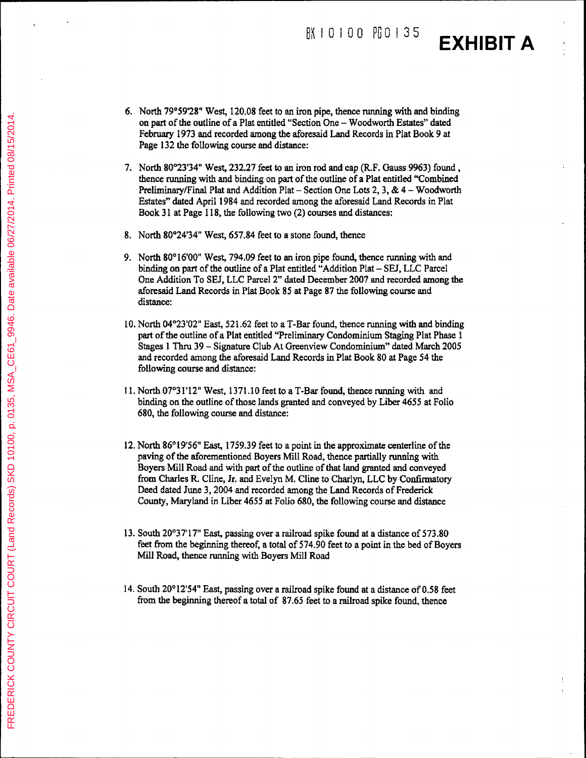# EXHIBIT A

6. North 79°59'28" West, 120.08 feet to an iron pipe, thence running with and binding on part of the outline of a Plat entitled "Section One – Woodworth Estates" dated February 1973 and recorded among the aforesaid Land Records in Plat Book 9 at Page 132 the following course and distance:

7. North 80°23'34" West, 232.27 feet to an iron rod and cap (R.F. Gauss 9963) found , thence running with and binding on part of the outline of a Plat entitled "Combined Preliminary/Final Plat and Addition Plat – Section One Lots 2, 3, & 4 – Woodworth Estates" dated April 1984 and recorded among the aforesaid Land Records in Plat Book 31 at Page 118, the following two (2) courses and distances:

8. North 80°24'34" West, 657.84 feet to a stone found, thence

9. North 80°16'00" West, 794.09 feet to an iron pipe found, thence running with and binding on part of the outline of a Plat entitled "Addition Plat – SEJ, LLC Parcel One Addition To SEJ, LLC Parcel 2" dated December 2007 and recorded among the aforesaid Land Records in Plat Book 85 at Page 87 the following course and distance:

10. North 04°23'02" East, 521.62 feet to a T-Bar found, thence running with and binding part of the outline of a Plat entitled "Preliminary Condominium Staging Plat Phase 1 Stages 1 Thru 39 – Signature Club At Greenview Condominium" dated March 2005 and recorded among the aforesaid Land Records in Plat Book 80 at Page 54 the following course and distance:

11. North 07°31'12" West, 1371.10 feet to a T-Bar found, thence running with and binding on the outline of those lands granted and conveyed by Liber 4655 at Folio 680, the following course and distance:

12. North 86°19'56" East, 1759.39 feet to a point in the approximate centerline of the paving of the aforementioned Boyers Mill Road, thence partially running with Boyers Mill Road and with part of the outline of that land granted and conveyed from Charles R. Cline, Jr. and Evelyn M. Cline to Charlyn, LLC by Confirmatory Deed dated June 3, 2004 and recorded among the Land Records of Frederick County, Maryland in Liber 4655 at Folio 680, the following course and distance

13. South 20°37'17" East, passing over a railroad spike found at a distance of 573.80 feet from the beginning thereof, a total of 574.90 feet to a point in the bed of Boyers Mill Road, thence running with Boyers Mill Road

14. South 20°12'54" East, passing over a railroad spike found at a distance of 0.58 feet from the beginning thereof a total of 87.65 feet to a railroad spike found, thence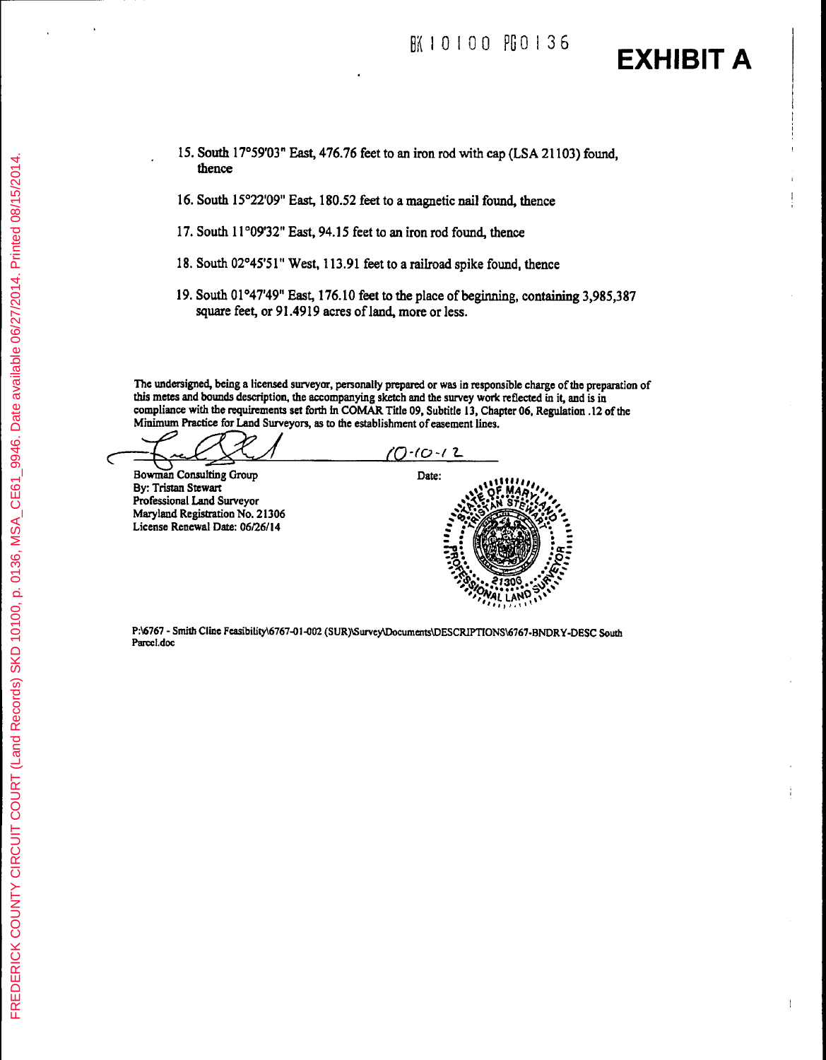BK 10100 PG0136

# EXHIBIT A

15. South 17°59'03" East, 476.76 feet to an iron rod with cap (LSA 21103) found, thence

16. South 15°22'09" East, 180.52 feet to a magnetic nail found, thence

17. South 11°09'32" East, 94.15 feet to an iron rod found, thence

18. South 02°45'51" West, 113.91 feet to a railroad spike found, thence

19. South 01°47'49" East, 176.10 feet to the place of beginning, containing 3,985,387 square feet, or 91.4919 acres of land, more or less.

The undersigned, being a licensed surveyor, personally prepared or was in responsible charge of the preparation of this metes and bounds description, the accompanying sketch and the survey work reflected in it, and is in compliance with the requirements set forth in COMAR Title 09, Subtitle 13, Chapter 06, Regulation .12 of the Minimum Practice for Land Surveyors, as to the establishment of easement lines.

Bowman Consulting Group
By: Tristan Stewart
Professional Land Surveyor
Maryland Registration No. 21306
License Renewal Date: 06/26/14

Date: 10-10-12

STATE OF MARYLAND TRISTAN STEWART PROFESSIONAL LAND SURVEYOR 21306

P:\6767 - Smith Cline Feasibility\6767-01-002 (SUR)\Survey\Documents\DESCRIPTIONS\6767-BNDRY-DESC South Parcel.doc

FREDERICK COUNTY CIRCUIT COURT (Land Records) SKD 10100, p. 0136, MSA_CE61_9946. Date available 06/27/2014. Printed 08/15/2014.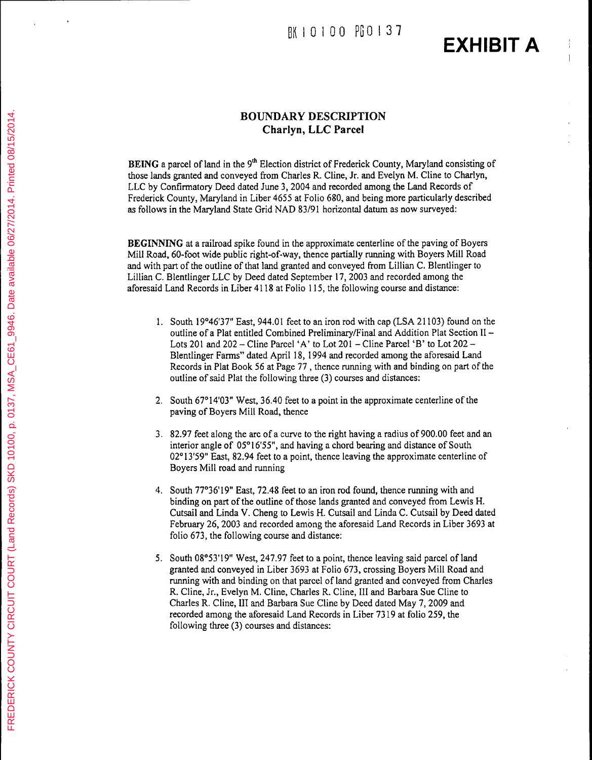**EXHIBIT A**

## BOUNDARY DESCRIPTION
## Charlyn, LLC Parcel

**BEING** a parcel of land in the 9th Election district of Frederick County, Maryland consisting of those lands granted and conveyed from Charles R. Cline, Jr. and Evelyn M. Cline to Charlyn, LLC by Confirmatory Deed dated June 3, 2004 and recorded among the Land Records of Frederick County, Maryland in Liber 4655 at Folio 680, and being more particularly described as follows in the Maryland State Grid NAD 83/91 horizontal datum as now surveyed:

**BEGINNING** at a railroad spike found in the approximate centerline of the paving of Boyers Mill Road, 60-foot wide public right-of-way, thence partially running with Boyers Mill Road and with part of the outline of that land granted and conveyed from Lillian C. Blentlinger to Lillian C. Blentlinger LLC by Deed dated September 17, 2003 and recorded among the aforesaid Land Records in Liber 4118 at Folio 115, the following course and distance:

1. South 19°46'37" East, 944.01 feet to an iron rod with cap (LSA 21103) found on the outline of a Plat entitled Combined Preliminary/Final and Addition Plat Section II – Lots 201 and 202 – Cline Parcel 'A' to Lot 201 – Cline Parcel 'B' to Lot 202 – Blentlinger Farms" dated April 18, 1994 and recorded among the aforesaid Land Records in Plat Book 56 at Page 77 , thence running with and binding on part of the outline of said Plat the following three (3) courses and distances:

2. South 67°14'03" West, 36.40 feet to a point in the approximate centerline of the paving of Boyers Mill Road, thence

3. 82.97 feet along the arc of a curve to the right having a radius of 900.00 feet and an interior angle of 05°16'55", and having a chord bearing and distance of South 02°13'59" East, 82.94 feet to a point, thence leaving the approximate centerline of Boyers Mill road and running

4. South 77°36'19" East, 72.48 feet to an iron rod found, thence running with and binding on part of the outline of those lands granted and conveyed from Lewis H. Cutsail and Linda V. Cheng to Lewis H. Cutsail and Linda C. Cutsail by Deed dated February 26, 2003 and recorded among the aforesaid Land Records in Liber 3693 at folio 673, the following course and distance:

5. South 08°53'19" West, 247.97 feet to a point, thence leaving said parcel of land granted and conveyed in Liber 3693 at Folio 673, crossing Boyers Mill Road and running with and binding on that parcel of land granted and conveyed from Charles R. Cline, Jr., Evelyn M. Cline, Charles R. Cline, III and Barbara Sue Cline to Charles R. Cline, III and Barbara Sue Cline by Deed dated May 7, 2009 and recorded among the aforesaid Land Records in Liber 7319 at folio 259, the following three (3) courses and distances: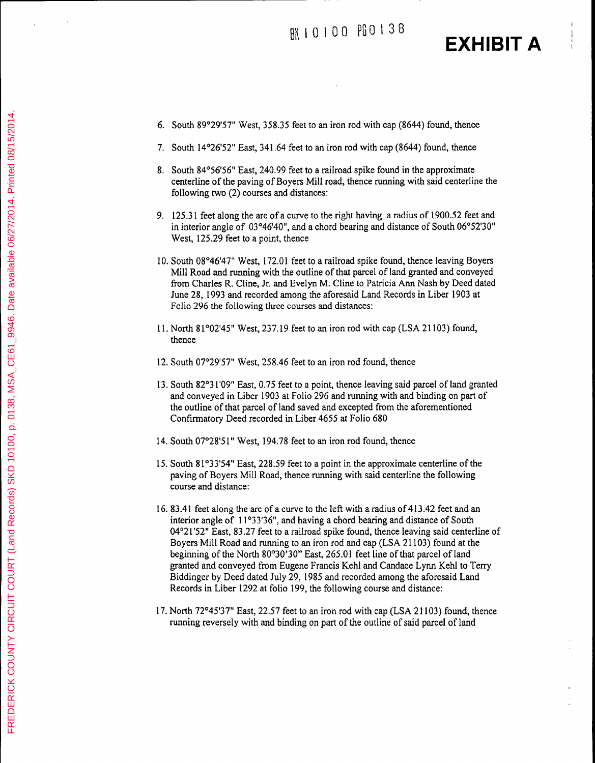BK 10100 PG0138

# EXHIBIT A

6. South 89°29'57" West, 358.35 feet to an iron rod with cap (8644) found, thence

7. South 14°26'52" East, 341.64 feet to an iron rod with cap (8644) found, thence

8. South 84°56'56" East, 240.99 feet to a railroad spike found in the approximate centerline of the paving of Boyers Mill road, thence running with said centerline the following two (2) courses and distances:

9. 125.31 feet along the arc of a curve to the right having a radius of 1900.52 feet and in interior angle of 03°46'40", and a chord bearing and distance of South 06°52'30" West, 125.29 feet to a point, thence

10. South 08°46'47" West, 172.01 feet to a railroad spike found, thence leaving Boyers Mill Road and running with the outline of that parcel of land granted and conveyed from Charles R. Cline, Jr. and Evelyn M. Cline to Patricia Ann Nash by Deed dated June 28, 1993 and recorded among the aforesaid Land Records in Liber 1903 at Folio 296 the following three courses and distances:

11. North 81°02'45" West, 237.19 feet to an iron rod with cap (LSA 21103) found, thence

12. South 07°29'57" West, 258.46 feet to an iron rod found, thence

13. South 82°31'09" East, 0.75 feet to a point, thence leaving said parcel of land granted and conveyed in Liber 1903 at Folio 296 and running with and binding on part of the outline of that parcel of land saved and excepted from the aforementioned Confirmatory Deed recorded in Liber 4655 at Folio 680

14. South 07°28'51" West, 194.78 feet to an iron rod found, thence

15. South 81°33'54" East, 228.59 feet to a point in the approximate centerline of the paving of Boyers Mill Road, thence running with said centerline the following course and distance:

16. 83.41 feet along the arc of a curve to the left with a radius of 413.42 feet and an interior angle of 11°33'36", and having a chord bearing and distance of South 04°21'52" East, 83.27 feet to a railroad spike found, thence leaving said centerline of Boyers Mill Road and running to an iron rod and cap (LSA 21103) found at the beginning of the North 80°30'30" East, 265.01 feet line of that parcel of land granted and conveyed from Eugene Francis Kehl and Candace Lynn Kehl to Terry Biddinger by Deed dated July 29, 1985 and recorded among the aforesaid Land Records in Liber 1292 at folio 199, the following course and distance:

17. North 72°45'37" East, 22.57 feet to an iron rod with cap (LSA 21103) found, thence running reversely with and binding on part of the outline of said parcel of land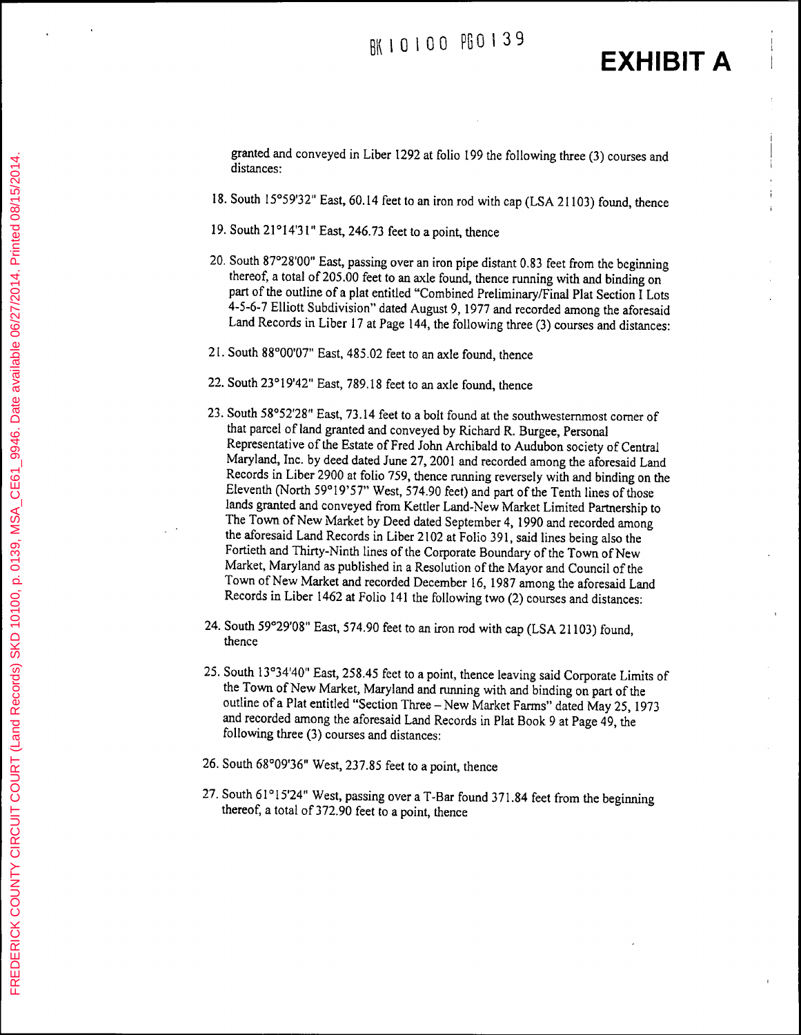**EXHIBIT A**

granted and conveyed in Liber 1292 at folio 199 the following three (3) courses and distances:

18. South 15°59'32" East, 60.14 feet to an iron rod with cap (LSA 21103) found, thence

19. South 21°14'31" East, 246.73 feet to a point, thence

20. South 87°28'00" East, passing over an iron pipe distant 0.83 feet from the beginning thereof, a total of 205.00 feet to an axle found, thence running with and binding on part of the outline of a plat entitled "Combined Preliminary/Final Plat Section I Lots 4-5-6-7 Elliott Subdivision" dated August 9, 1977 and recorded among the aforesaid Land Records in Liber 17 at Page 144, the following three (3) courses and distances:

21. South 88°00'07" East, 485.02 feet to an axle found, thence

22. South 23°19'42" East, 789.18 feet to an axle found, thence

23. South 58°52'28" East, 73.14 feet to a bolt found at the southwesternmost corner of that parcel of land granted and conveyed by Richard R. Burgee, Personal Representative of the Estate of Fred John Archibald to Audubon society of Central Maryland, Inc. by deed dated June 27, 2001 and recorded among the aforesaid Land Records in Liber 2900 at folio 759, thence running reversely with and binding on the Eleventh (North 59°19'57" West, 574.90 feet) and part of the Tenth lines of those lands granted and conveyed from Kettler Land-New Market Limited Partnership to The Town of New Market by Deed dated September 4, 1990 and recorded among the aforesaid Land Records in Liber 2102 at Folio 391, said lines being also the Fortieth and Thirty-Ninth lines of the Corporate Boundary of the Town of New Market, Maryland as published in a Resolution of the Mayor and Council of the Town of New Market and recorded December 16, 1987 among the aforesaid Land Records in Liber 1462 at Folio 141 the following two (2) courses and distances:

24. South 59°29'08" East, 574.90 feet to an iron rod with cap (LSA 21103) found, thence

25. South 13°34'40" East, 258.45 feet to a point, thence leaving said Corporate Limits of the Town of New Market, Maryland and running with and binding on part of the outline of a Plat entitled "Section Three – New Market Farms" dated May 25, 1973 and recorded among the aforesaid Land Records in Plat Book 9 at Page 49, the following three (3) courses and distances:

26. South 68°09'36" West, 237.85 feet to a point, thence

27. South 61°15'24" West, passing over a T-Bar found 371.84 feet from the beginning thereof, a total of 372.90 feet to a point, thence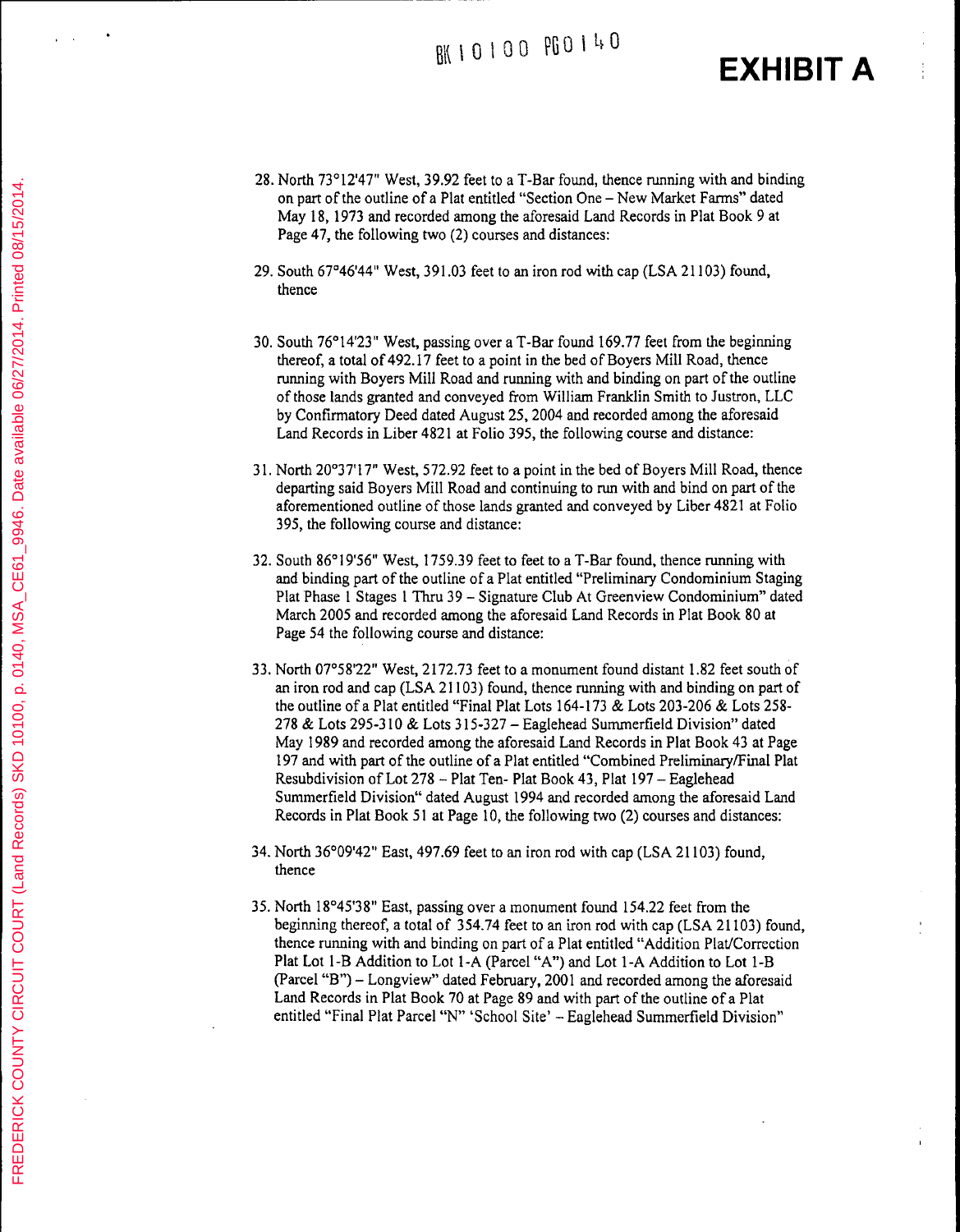# EXHIBIT A

28. North 73°12'47" West, 39.92 feet to a T-Bar found, thence running with and binding on part of the outline of a Plat entitled "Section One – New Market Farms" dated May 18, 1973 and recorded among the aforesaid Land Records in Plat Book 9 at Page 47, the following two (2) courses and distances:

29. South 67°46'44" West, 391.03 feet to an iron rod with cap (LSA 21103) found, thence

30. South 76°14'23" West, passing over a T-Bar found 169.77 feet from the beginning thereof, a total of 492.17 feet to a point in the bed of Boyers Mill Road, thence running with Boyers Mill Road and running with and binding on part of the outline of those lands granted and conveyed from William Franklin Smith to Justron, LLC by Confirmatory Deed dated August 25, 2004 and recorded among the aforesaid Land Records in Liber 4821 at Folio 395, the following course and distance:

31. North 20°37'17" West, 572.92 feet to a point in the bed of Boyers Mill Road, thence departing said Boyers Mill Road and continuing to run with and bind on part of the aforementioned outline of those lands granted and conveyed by Liber 4821 at Folio 395, the following course and distance:

32. South 86°19'56" West, 1759.39 feet to feet to a T-Bar found, thence running with and binding part of the outline of a Plat entitled "Preliminary Condominium Staging Plat Phase 1 Stages 1 Thru 39 – Signature Club At Greenview Condominium" dated March 2005 and recorded among the aforesaid Land Records in Plat Book 80 at Page 54 the following course and distance:

33. North 07°58'22" West, 2172.73 feet to a monument found distant 1.82 feet south of an iron rod and cap (LSA 21103) found, thence running with and binding on part of the outline of a Plat entitled "Final Plat Lots 164-173 & Lots 203-206 & Lots 258-278 & Lots 295-310 & Lots 315-327 – Eaglehead Summerfield Division" dated May 1989 and recorded among the aforesaid Land Records in Plat Book 43 at Page 197 and with part of the outline of a Plat entitled "Combined Preliminary/Final Plat Resubdivision of Lot 278 – Plat Ten- Plat Book 43, Plat 197 – Eaglehead Summerfield Division" dated August 1994 and recorded among the aforesaid Land Records in Plat Book 51 at Page 10, the following two (2) courses and distances:

34. North 36°09'42" East, 497.69 feet to an iron rod with cap (LSA 21103) found, thence

35. North 18°45'38" East, passing over a monument found 154.22 feet from the beginning thereof, a total of 354.74 feet to an iron rod with cap (LSA 21103) found, thence running with and binding on part of a Plat entitled "Addition Plat/Correction Plat Lot 1-B Addition to Lot 1-A (Parcel "A") and Lot 1-A Addition to Lot 1-B (Parcel "B") – Longview" dated February, 2001 and recorded among the aforesaid Land Records in Plat Book 70 at Page 89 and with part of the outline of a Plat entitled "Final Plat Parcel "N" 'School Site' – Eaglehead Summerfield Division"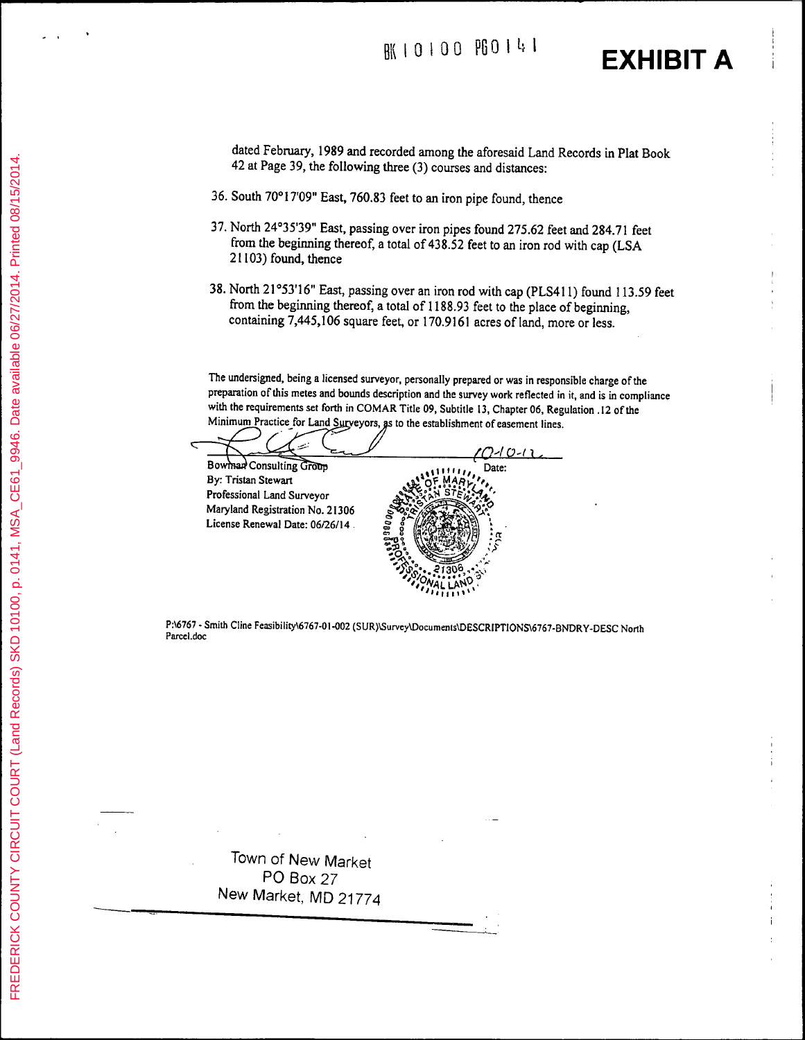BK 10100 PG0141

# EXHIBIT A

dated February, 1989 and recorded among the aforesaid Land Records in Plat Book 42 at Page 39, the following three (3) courses and distances:

36. South 70°17'09" East, 760.83 feet to an iron pipe found, thence

37. North 24°35'39" East, passing over iron pipes found 275.62 feet and 284.71 feet from the beginning thereof, a total of 438.52 feet to an iron rod with cap (LSA 21103) found, thence

38. North 21°53'16" East, passing over an iron rod with cap (PLS411) found 113.59 feet from the beginning thereof, a total of 1188.93 feet to the place of beginning, containing 7,445,106 square feet, or 170.9161 acres of land, more or less.

The undersigned, being a licensed surveyor, personally prepared or was in responsible charge of the preparation of this metes and bounds description and the survey work reflected in it, and is in compliance with the requirements set forth in COMAR Title 09, Subtitle 13, Chapter 06, Regulation .12 of the Minimum Practice for Land Surveyors, as to the establishment of easement lines.

Bowman Consulting Group
By: Tristan Stewart
Professional Land Surveyor
Maryland Registration No. 21306
License Renewal Date: 06/26/14

Date: 10-10-12

STATE OF MARYLAND
TRISTAN STEWART
21306
PROFESSIONAL LAND SURVEYOR

P:\6767 - Smith Cline Feasibility\6767-01-002 (SUR)\Survey\Documents\DESCRIPTIONS\6767-BNDRY-DESC North Parcel.doc

Town of New Market
PO Box 27
New Market, MD 21774